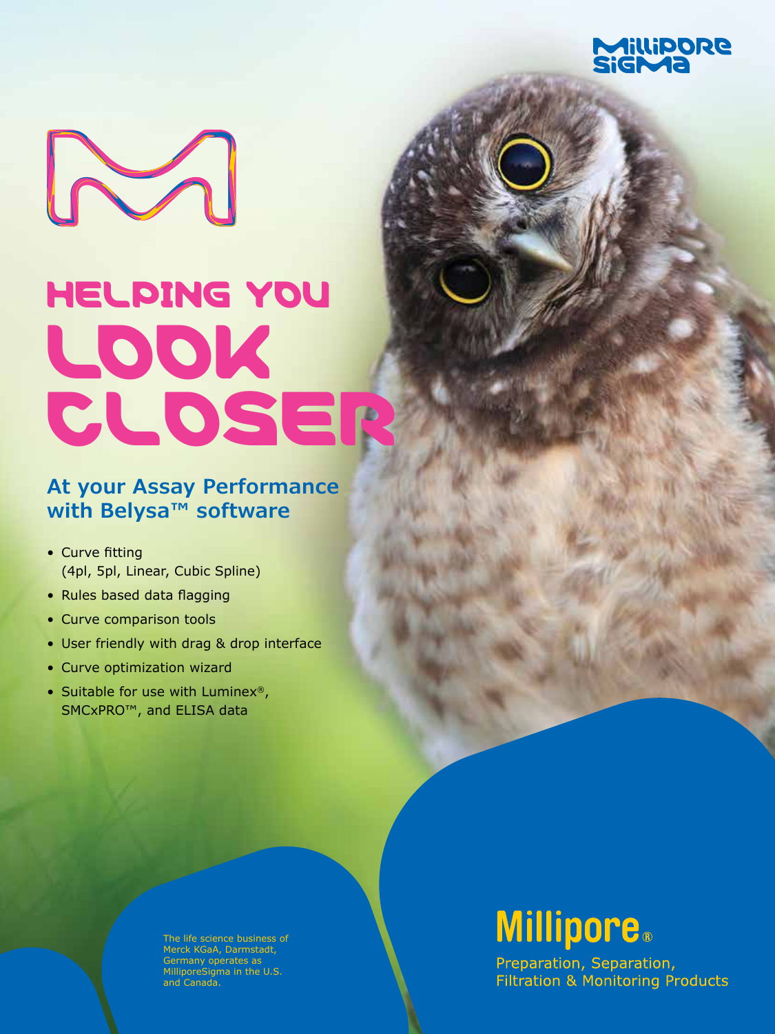MilliporeSigma

# HELPING YOU LOOK CLOSER

## At your Assay Performance with Belysa™ software

- Curve fitting (4pl, 5pl, Linear, Cubic Spline)
- Rules based data flagging
- Curve comparison tools
- User friendly with drag & drop interface
- Curve optimization wizard
- Suitable for use with Luminex®, SMCxPRO™, and ELISA data

The life science business of Merck KGaA, Darmstadt, Germany operates as MilliporeSigma in the U.S. and Canada.

**Millipore®**

Preparation, Separation, Filtration & Monitoring Products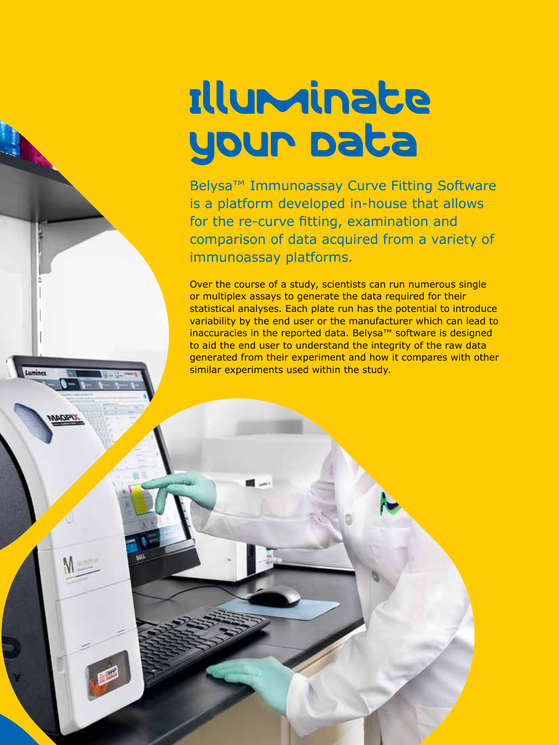# Illuminate your Data

Belysa™ Immunoassay Curve Fitting Software is a platform developed in-house that allows for the re-curve fitting, examination and comparison of data acquired from a variety of immunoassay platforms.

Over the course of a study, scientists can run numerous single or multiplex assays to generate the data required for their statistical analyses. Each plate run has the potential to introduce variability by the end user or the manufacturer which can lead to inaccuracies in the reported data. Belysa™ software is designed to aid the end user to understand the integrity of the raw data generated from their experiment and how it compares with other similar experiments used within the study.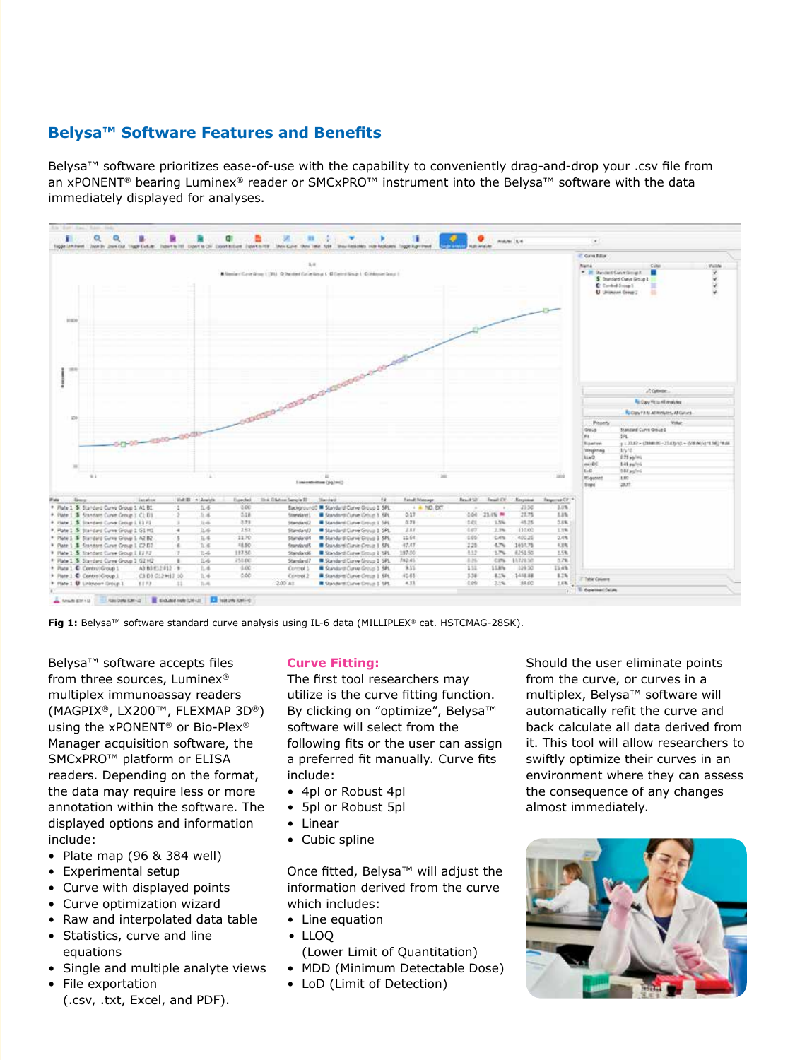## Belysa™ Software Features and Benefits

Belysa™ software prioritizes ease-of-use with the capability to conveniently drag-and-drop your .csv file from an xPONENT® bearing Luminex® reader or SMCxPRO™ instrument into the Belysa™ software with the data immediately displayed for analyses.

**Fig 1:** Belysa™ software standard curve analysis using IL-6 data (MILLIPLEX® cat. HSTCMAG-28SK).

Belysa™ software accepts files from three sources, Luminex® multiplex immunoassay readers (MAGPIX®, LX200™, FLEXMAP 3D®) using the xPONENT® or Bio-Plex® Manager acquisition software, the SMCxPRO™ platform or ELISA readers. Depending on the format, the data may require less or more annotation within the software. The displayed options and information include:

- Plate map (96 & 384 well)
- Experimental setup
- Curve with displayed points
- Curve optimization wizard
- Raw and interpolated data table
- Statistics, curve and line equations
- Single and multiple analyte views
- File exportation (.csv, .txt, Excel, and PDF).

### Curve Fitting:

The first tool researchers may utilize is the curve fitting function. By clicking on “optimize”, Belysa™ software will select from the following fits or the user can assign a preferred fit manually. Curve fits include:

- 4pl or Robust 4pl
- 5pl or Robust 5pl
- Linear
- Cubic spline

Once fitted, Belysa™ will adjust the information derived from the curve which includes:

- Line equation
- LLOQ (Lower Limit of Quantitation)
- MDD (Minimum Detectable Dose)
- LoD (Limit of Detection)

Should the user eliminate points from the curve, or curves in a multiplex, Belysa™ software will automatically refit the curve and back calculate all data derived from it. This tool will allow researchers to swiftly optimize their curves in an environment where they can assess the consequence of any changes almost immediately.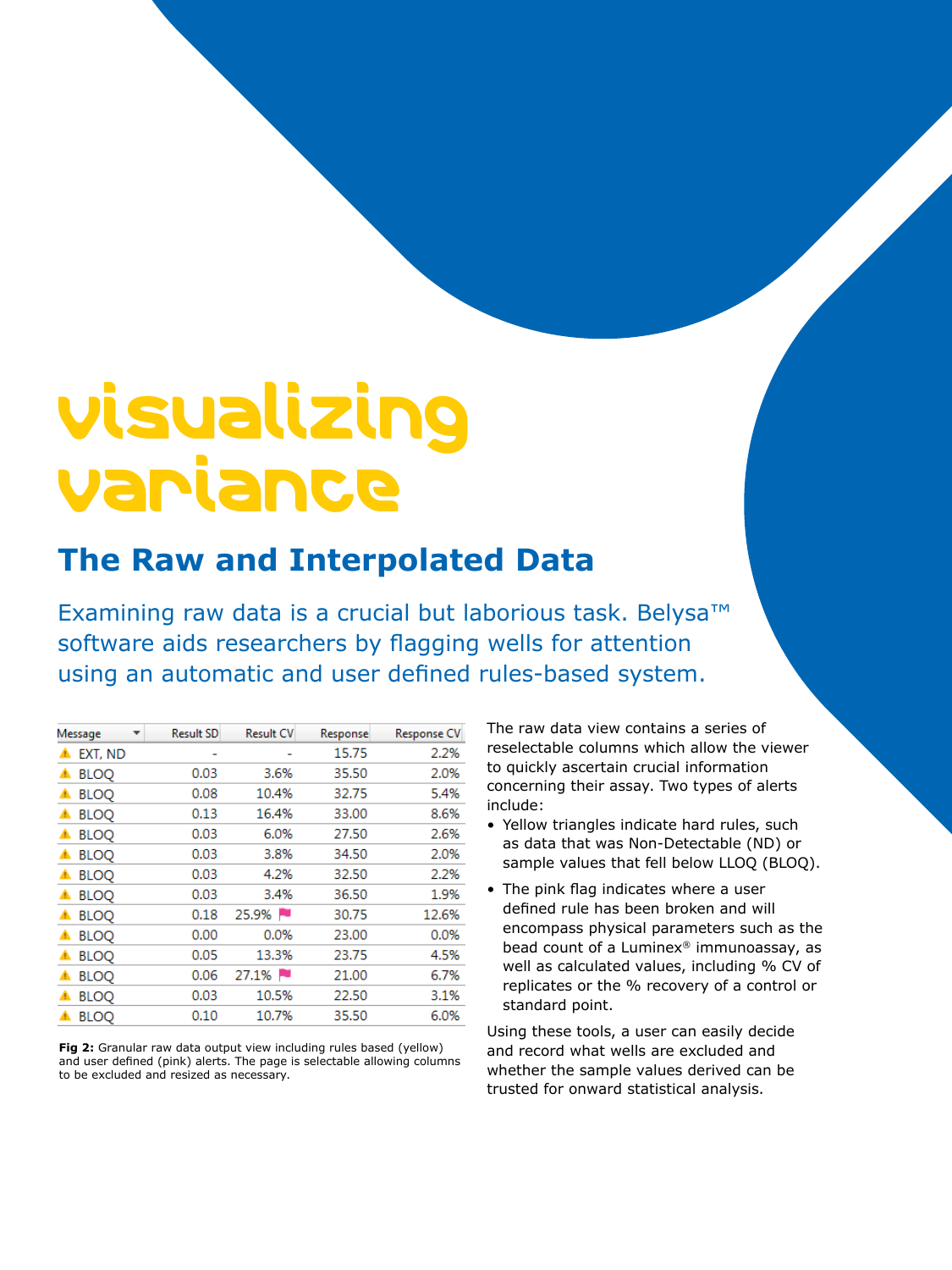# visualizing variance

## The Raw and Interpolated Data

Examining raw data is a crucial but laborious task. Belysa™ software aids researchers by flagging wells for attention using an automatic and user defined rules-based system.

| Message | Result SD | Result CV | Response | Response CV |
|---|---|---|---|---|
| ⚠ EXT, ND | - | - | 15.75 | 2.2% |
| ⚠ BLOQ | 0.03 | 3.6% | 35.50 | 2.0% |
| ⚠ BLOQ | 0.08 | 10.4% | 32.75 | 5.4% |
| ⚠ BLOQ | 0.13 | 16.4% | 33.00 | 8.6% |
| ⚠ BLOQ | 0.03 | 6.0% | 27.50 | 2.6% |
| ⚠ BLOQ | 0.03 | 3.8% | 34.50 | 2.0% |
| ⚠ BLOQ | 0.03 | 4.2% | 32.50 | 2.2% |
| ⚠ BLOQ | 0.03 | 3.4% | 36.50 | 1.9% |
| ⚠ BLOQ | 0.18 | 25.9% 🚩 | 30.75 | 12.6% |
| ⚠ BLOQ | 0.00 | 0.0% | 23.00 | 0.0% |
| ⚠ BLOQ | 0.05 | 13.3% | 23.75 | 4.5% |
| ⚠ BLOQ | 0.06 | 27.1% 🚩 | 21.00 | 6.7% |
| ⚠ BLOQ | 0.03 | 10.5% | 22.50 | 3.1% |
| ⚠ BLOQ | 0.10 | 10.7% | 35.50 | 6.0% |

**Fig 2:** Granular raw data output view including rules based (yellow) and user defined (pink) alerts. The page is selectable allowing columns to be excluded and resized as necessary.

The raw data view contains a series of reselectable columns which allow the viewer to quickly ascertain crucial information concerning their assay. Two types of alerts include:

- Yellow triangles indicate hard rules, such as data that was Non-Detectable (ND) or sample values that fell below LLOQ (BLOQ).
- The pink flag indicates where a user defined rule has been broken and will encompass physical parameters such as the bead count of a Luminex® immunoassay, as well as calculated values, including % CV of replicates or the % recovery of a control or standard point.

Using these tools, a user can easily decide and record what wells are excluded and whether the sample values derived can be trusted for onward statistical analysis.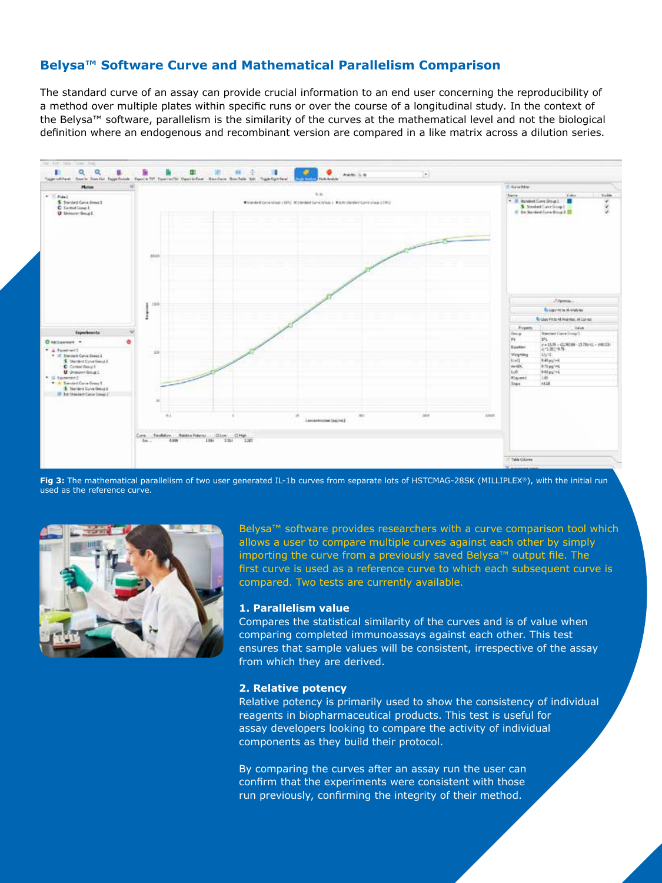## Belysa™ Software Curve and Mathematical Parallelism Comparison

The standard curve of an assay can provide crucial information to an end user concerning the reproducibility of a method over multiple plates within specific runs or over the course of a longitudinal study. In the context of the Belysa™ software, parallelism is the similarity of the curves at the mathematical level and not the biological definition where an endogenous and recombinant version are compared in a like matrix across a dilution series.

**Fig 3:** The mathematical parallelism of two user generated IL-1b curves from separate lots of HSTCMAG-28SK (MILLIPLEX®), with the initial run used as the reference curve.

Belysa™ software provides researchers with a curve comparison tool which allows a user to compare multiple curves against each other by simply importing the curve from a previously saved Belysa™ output file. The first curve is used as a reference curve to which each subsequent curve is compared. Two tests are currently available.

**1. Parallelism value**

Compares the statistical similarity of the curves and is of value when comparing completed immunoassays against each other. This test ensures that sample values will be consistent, irrespective of the assay from which they are derived.

**2. Relative potency**

Relative potency is primarily used to show the consistency of individual reagents in biopharmaceutical products. This test is useful for assay developers looking to compare the activity of individual components as they build their protocol.

By comparing the curves after an assay run the user can confirm that the experiments were consistent with those run previously, confirming the integrity of their method.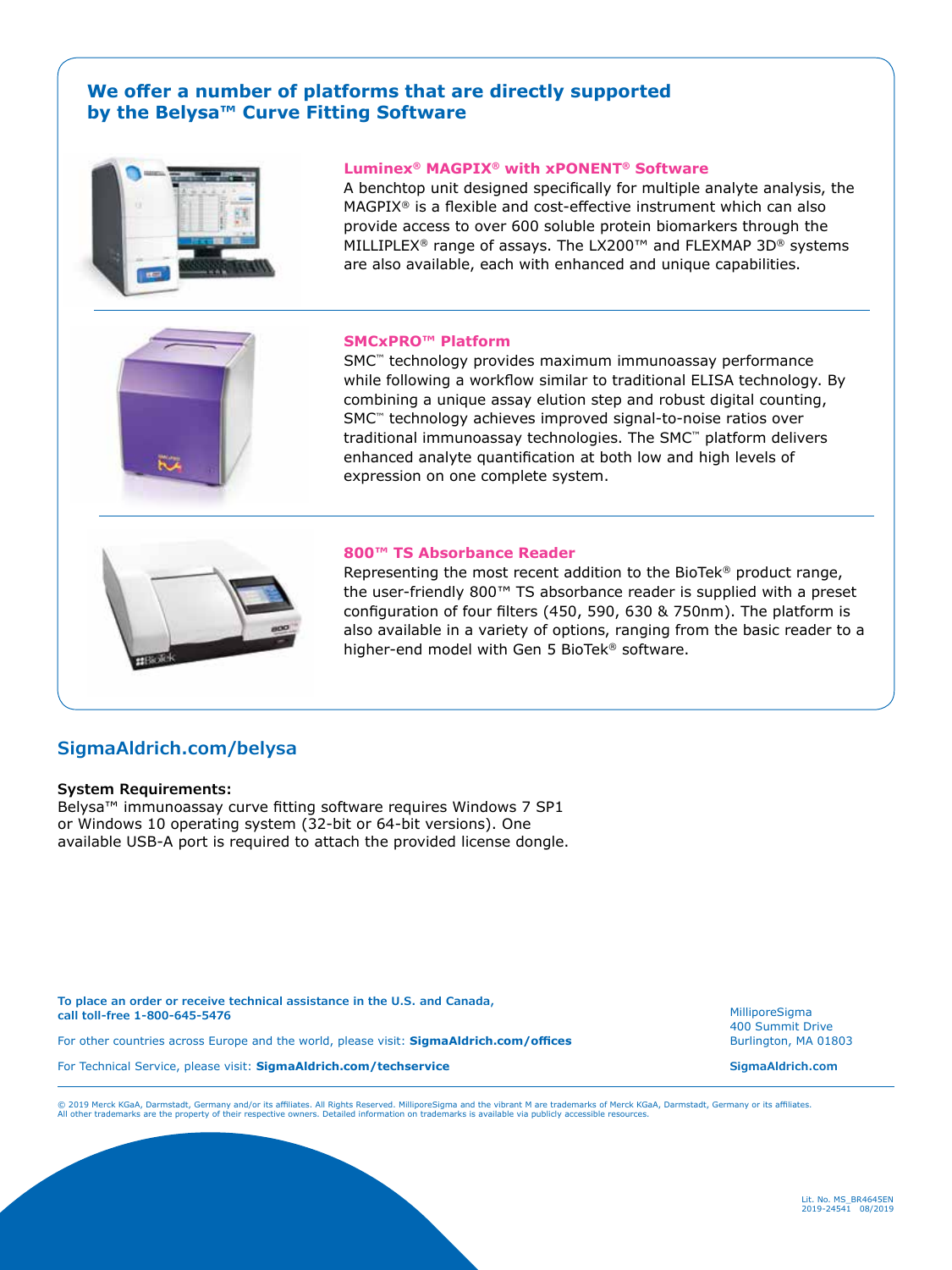## We offer a number of platforms that are directly supported by the Belysa™ Curve Fitting Software

### Luminex® MAGPIX® with xPONENT® Software

A benchtop unit designed specifically for multiple analyte analysis, the MAGPIX® is a flexible and cost-effective instrument which can also provide access to over 600 soluble protein biomarkers through the MILLIPLEX® range of assays. The LX200™ and FLEXMAP 3D® systems are also available, each with enhanced and unique capabilities.

### SMCxPRO™ Platform

SMC™ technology provides maximum immunoassay performance while following a workflow similar to traditional ELISA technology. By combining a unique assay elution step and robust digital counting, SMC™ technology achieves improved signal-to-noise ratios over traditional immunoassay technologies. The SMC™ platform delivers enhanced analyte quantification at both low and high levels of expression on one complete system.

### 800™ TS Absorbance Reader

Representing the most recent addition to the BioTek® product range, the user-friendly 800™ TS absorbance reader is supplied with a preset configuration of four filters (450, 590, 630 & 750nm). The platform is also available in a variety of options, ranging from the basic reader to a higher-end model with Gen 5 BioTek® software.

## SigmaAldrich.com/belysa

**System Requirements:**
Belysa™ immunoassay curve fitting software requires Windows 7 SP1 or Windows 10 operating system (32-bit or 64-bit versions). One available USB-A port is required to attach the provided license dongle.

**To place an order or receive technical assistance in the U.S. and Canada, call toll-free 1-800-645-5476**

For other countries across Europe and the world, please visit: **SigmaAldrich.com/offices**

For Technical Service, please visit: **SigmaAldrich.com/techservice**

MilliporeSigma
400 Summit Drive
Burlington, MA 01803

**SigmaAldrich.com**

© 2019 Merck KGaA, Darmstadt, Germany and/or its affiliates. All Rights Reserved. MilliporeSigma and the vibrant M are trademarks of Merck KGaA, Darmstadt, Germany or its affiliates. All other trademarks are the property of their respective owners. Detailed information on trademarks is available via publicly accessible resources.

Lit. No. MS_BR4645EN
2019-24541 08/2019